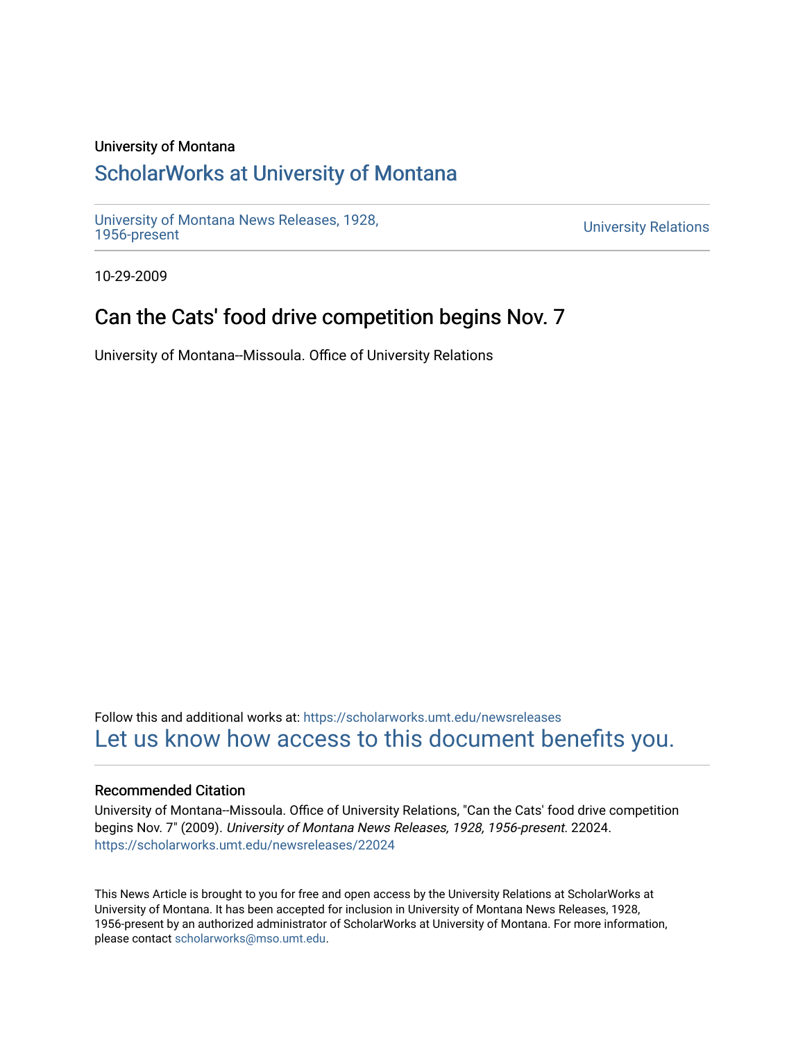University of Montana

# ScholarWorks at University of Montana

University of Montana News Releases, 1928, 1956-present

University Relations

10-29-2009

## Can the Cats' food drive competition begins Nov. 7

University of Montana--Missoula. Office of University Relations

Follow this and additional works at: https://scholarworks.umt.edu/newsreleases

Let us know how access to this document benefits you.

### Recommended Citation

University of Montana--Missoula. Office of University Relations, "Can the Cats' food drive competition begins Nov. 7" (2009). *University of Montana News Releases, 1928, 1956-present*. 22024.
https://scholarworks.umt.edu/newsreleases/22024

This News Article is brought to you for free and open access by the University Relations at ScholarWorks at University of Montana. It has been accepted for inclusion in University of Montana News Releases, 1928, 1956-present by an authorized administrator of ScholarWorks at University of Montana. For more information, please contact scholarworks@mso.umt.edu.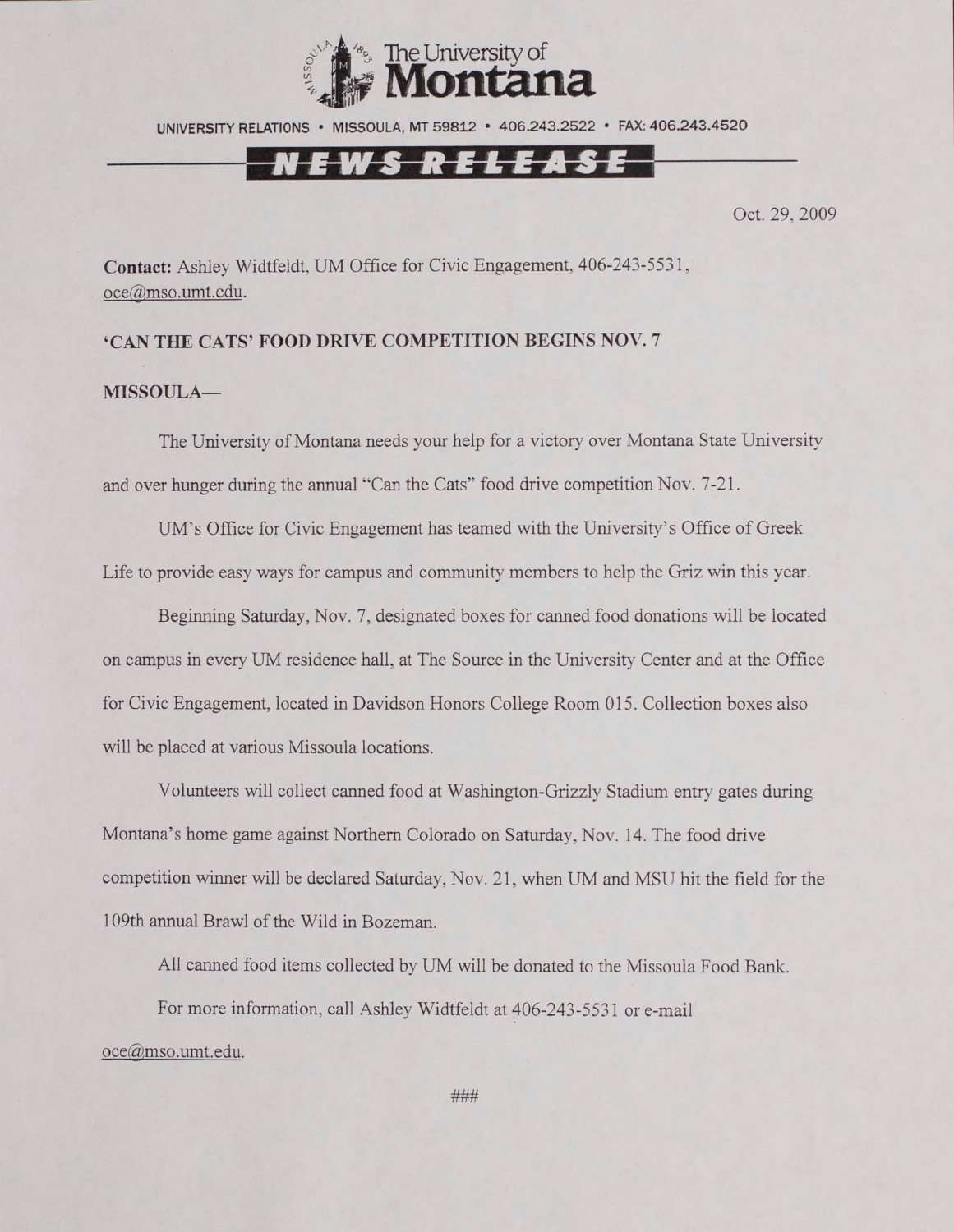The University of Montana

UNIVERSITY RELATIONS • MISSOULA, MT 59812 • 406.243.2522 • FAX: 406.243.4520

NEWS RELEASE

Oct. 29, 2009

**Contact:** Ashley Widtfeldt, UM Office for Civic Engagement, 406-243-5531, oce@mso.umt.edu.

**'CAN THE CATS' FOOD DRIVE COMPETITION BEGINS NOV. 7**

**MISSOULA—**

The University of Montana needs your help for a victory over Montana State University and over hunger during the annual "Can the Cats" food drive competition Nov. 7-21.

UM's Office for Civic Engagement has teamed with the University's Office of Greek Life to provide easy ways for campus and community members to help the Griz win this year.

Beginning Saturday, Nov. 7, designated boxes for canned food donations will be located on campus in every UM residence hall, at The Source in the University Center and at the Office for Civic Engagement, located in Davidson Honors College Room 015. Collection boxes also will be placed at various Missoula locations.

Volunteers will collect canned food at Washington-Grizzly Stadium entry gates during Montana's home game against Northern Colorado on Saturday, Nov. 14. The food drive competition winner will be declared Saturday, Nov. 21, when UM and MSU hit the field for the 109th annual Brawl of the Wild in Bozeman.

All canned food items collected by UM will be donated to the Missoula Food Bank.

For more information, call Ashley Widtfeldt at 406-243-5531 or e-mail oce@mso.umt.edu.

###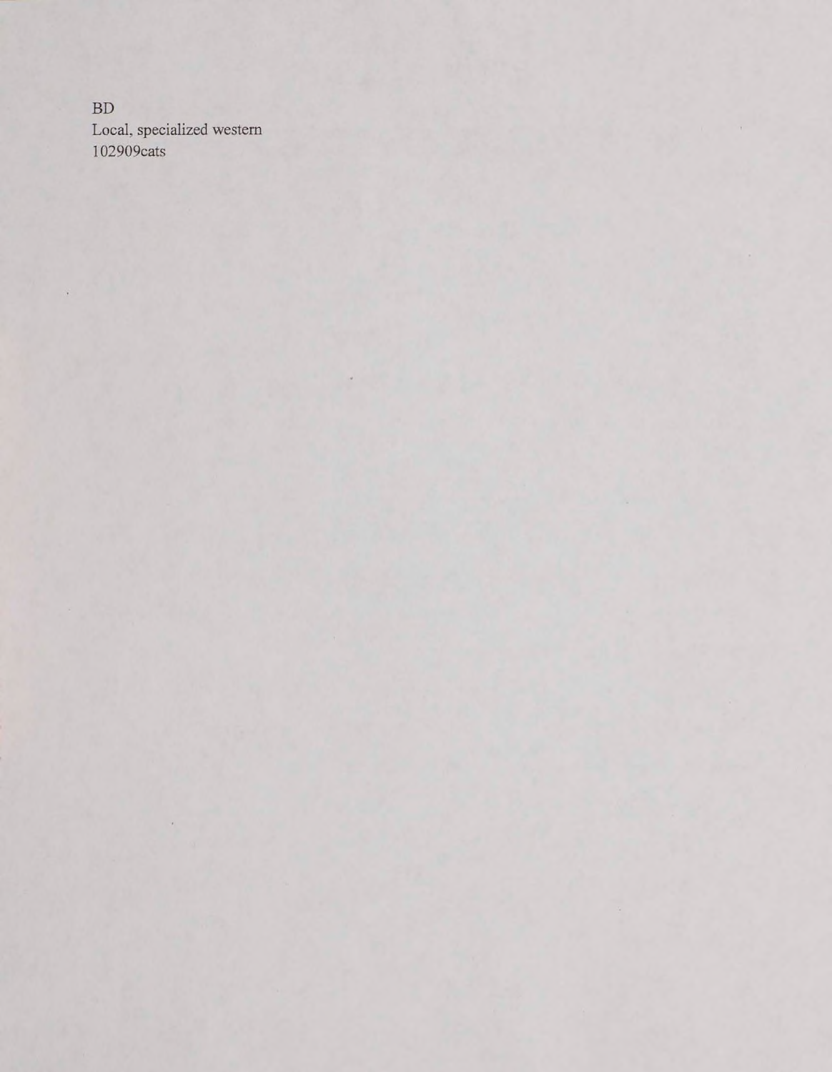BD
Local, specialized western
102909cats